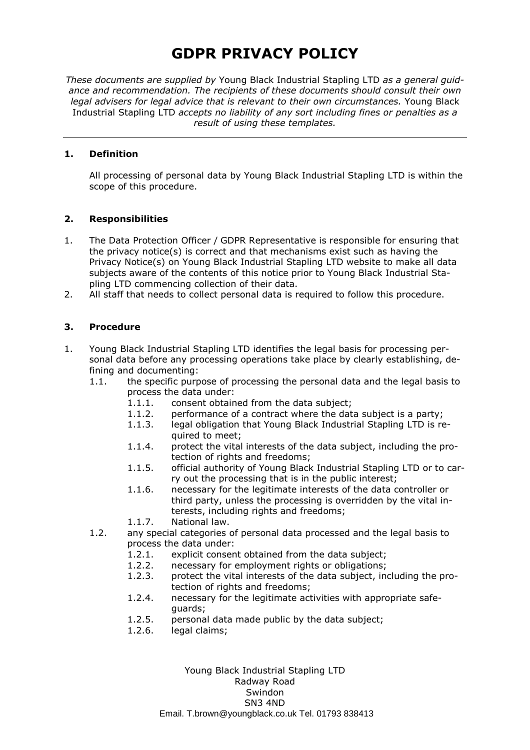# GDPR PRIVACY POLICY

*These documents are supplied by* Young Black Industrial Stapling LTD *as a general guidance and recommendation. The recipients of these documents should consult their own legal advisers for legal advice that is relevant to their own circumstances.* Young Black Industrial Stapling LTD *accepts no liability of any sort including fines or penalties as a result of using these templates.*

---

## 1. Definition

All processing of personal data by Young Black Industrial Stapling LTD is within the scope of this procedure.

## 2. Responsibilities

1. The Data Protection Officer / GDPR Representative is responsible for ensuring that the privacy notice(s) is correct and that mechanisms exist such as having the Privacy Notice(s) on Young Black Industrial Stapling LTD website to make all data subjects aware of the contents of this notice prior to Young Black Industrial Stapling LTD commencing collection of their data.
2. All staff that needs to collect personal data is required to follow this procedure.

## 3. Procedure

1. Young Black Industrial Stapling LTD identifies the legal basis for processing personal data before any processing operations take place by clearly establishing, defining and documenting:
   - 1.1. the specific purpose of processing the personal data and the legal basis to process the data under:
     - 1.1.1. consent obtained from the data subject;
     - 1.1.2. performance of a contract where the data subject is a party;
     - 1.1.3. legal obligation that Young Black Industrial Stapling LTD is required to meet;
     - 1.1.4. protect the vital interests of the data subject, including the protection of rights and freedoms;
     - 1.1.5. official authority of Young Black Industrial Stapling LTD or to carry out the processing that is in the public interest;
     - 1.1.6. necessary for the legitimate interests of the data controller or third party, unless the processing is overridden by the vital interests, including rights and freedoms;
     - 1.1.7. National law.
   - 1.2. any special categories of personal data processed and the legal basis to process the data under:
     - 1.2.1. explicit consent obtained from the data subject;
     - 1.2.2. necessary for employment rights or obligations;
     - 1.2.3. protect the vital interests of the data subject, including the protection of rights and freedoms;
     - 1.2.4. necessary for the legitimate activities with appropriate safeguards;
     - 1.2.5. personal data made public by the data subject;
     - 1.2.6. legal claims;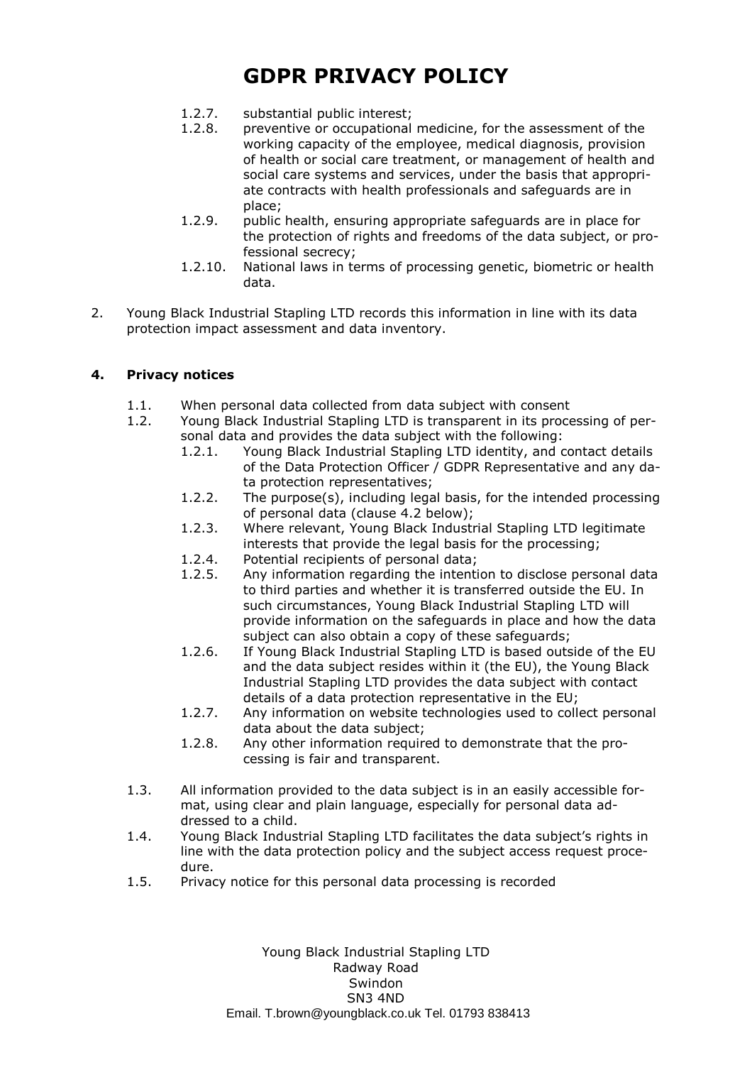1.2.7. substantial public interest;

1.2.8. preventive or occupational medicine, for the assessment of the working capacity of the employee, medical diagnosis, provision of health or social care treatment, or management of health and social care systems and services, under the basis that appropriate contracts with health professionals and safeguards are in place;

1.2.9. public health, ensuring appropriate safeguards are in place for the protection of rights and freedoms of the data subject, or professional secrecy;

1.2.10. National laws in terms of processing genetic, biometric or health data.

2. Young Black Industrial Stapling LTD records this information in line with its data protection impact assessment and data inventory.

**4. Privacy notices**

1.1. When personal data collected from data subject with consent

1.2. Young Black Industrial Stapling LTD is transparent in its processing of personal data and provides the data subject with the following:

1.2.1. Young Black Industrial Stapling LTD identity, and contact details of the Data Protection Officer / GDPR Representative and any data protection representatives;

1.2.2. The purpose(s), including legal basis, for the intended processing of personal data (clause 4.2 below);

1.2.3. Where relevant, Young Black Industrial Stapling LTD legitimate interests that provide the legal basis for the processing;

1.2.4. Potential recipients of personal data;

1.2.5. Any information regarding the intention to disclose personal data to third parties and whether it is transferred outside the EU. In such circumstances, Young Black Industrial Stapling LTD will provide information on the safeguards in place and how the data subject can also obtain a copy of these safeguards;

1.2.6. If Young Black Industrial Stapling LTD is based outside of the EU and the data subject resides within it (the EU), the Young Black Industrial Stapling LTD provides the data subject with contact details of a data protection representative in the EU;

1.2.7. Any information on website technologies used to collect personal data about the data subject;

1.2.8. Any other information required to demonstrate that the processing is fair and transparent.

1.3. All information provided to the data subject is in an easily accessible format, using clear and plain language, especially for personal data addressed to a child.

1.4. Young Black Industrial Stapling LTD facilitates the data subject's rights in line with the data protection policy and the subject access request procedure.

1.5. Privacy notice for this personal data processing is recorded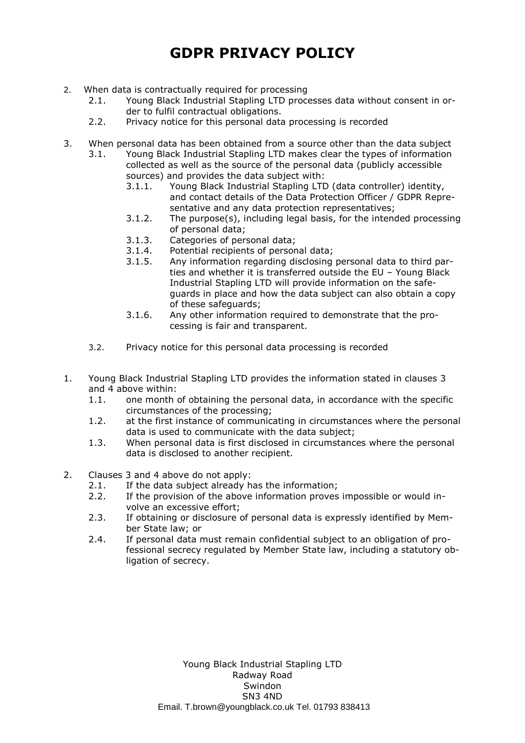# GDPR PRIVACY POLICY

2. When data is contractually required for processing
   - 2.1. Young Black Industrial Stapling LTD processes data without consent in order to fulfil contractual obligations.
   - 2.2. Privacy notice for this personal data processing is recorded

3. When personal data has been obtained from a source other than the data subject
   - 3.1. Young Black Industrial Stapling LTD makes clear the types of information collected as well as the source of the personal data (publicly accessible sources) and provides the data subject with:
     - 3.1.1. Young Black Industrial Stapling LTD (data controller) identity, and contact details of the Data Protection Officer / GDPR Representative and any data protection representatives;
     - 3.1.2. The purpose(s), including legal basis, for the intended processing of personal data;
     - 3.1.3. Categories of personal data;
     - 3.1.4. Potential recipients of personal data;
     - 3.1.5. Any information regarding disclosing personal data to third parties and whether it is transferred outside the EU – Young Black Industrial Stapling LTD will provide information on the safeguards in place and how the data subject can also obtain a copy of these safeguards;
     - 3.1.6. Any other information required to demonstrate that the processing is fair and transparent.
   - 3.2. Privacy notice for this personal data processing is recorded

1. Young Black Industrial Stapling LTD provides the information stated in clauses 3 and 4 above within:
   - 1.1. one month of obtaining the personal data, in accordance with the specific circumstances of the processing;
   - 1.2. at the first instance of communicating in circumstances where the personal data is used to communicate with the data subject;
   - 1.3. When personal data is first disclosed in circumstances where the personal data is disclosed to another recipient.

2. Clauses 3 and 4 above do not apply:
   - 2.1. If the data subject already has the information;
   - 2.2. If the provision of the above information proves impossible or would involve an excessive effort;
   - 2.3. If obtaining or disclosure of personal data is expressly identified by Member State law; or
   - 2.4. If personal data must remain confidential subject to an obligation of professional secrecy regulated by Member State law, including a statutory obligation of secrecy.

Young Black Industrial Stapling LTD
Radway Road
Swindon
SN3 4ND
Email. T.brown@youngblack.co.uk Tel. 01793 838413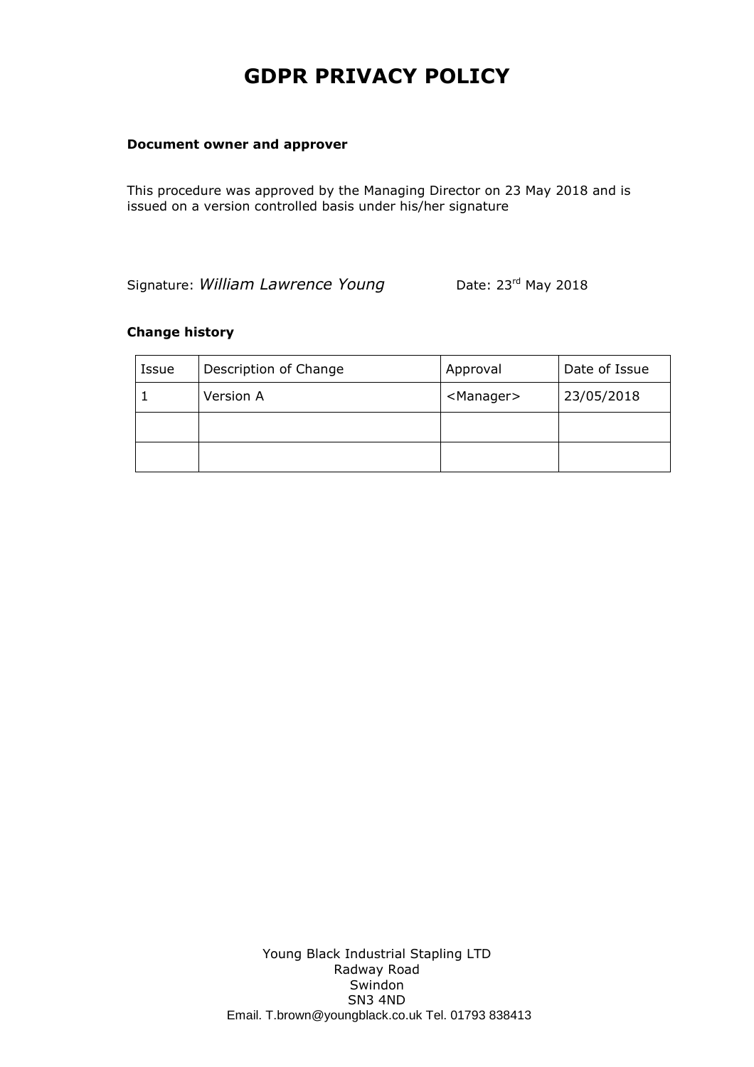# GDPR PRIVACY POLICY

**Document owner and approver**

This procedure was approved by the Managing Director on 23 May 2018 and is issued on a version controlled basis under his/her signature

Signature: *William Lawrence Young* Date: 23rd May 2018

**Change history**

| Issue | Description of Change | Approval | Date of Issue |
|---|---|---|---|
| 1 | Version A | <Manager> | 23/05/2018 |
| | | | |
| | | | |

Young Black Industrial Stapling LTD
Radway Road
Swindon
SN3 4ND
Email. T.brown@youngblack.co.uk Tel. 01793 838413